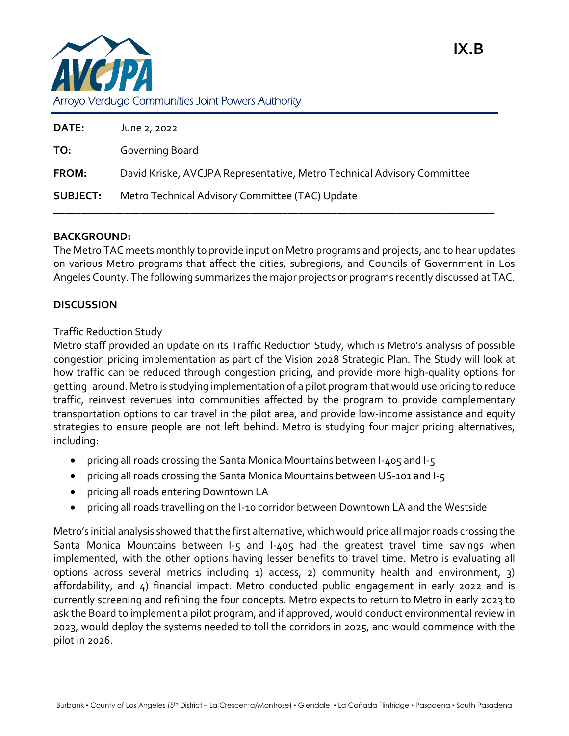**IX.B**

**AVCJPA**

Arroyo Verdugo Communities Joint Powers Authority

| | |
|---|---|
| **DATE:** | June 2, 2022 |
| **TO:** | Governing Board |
| **FROM:** | David Kriske, AVCJPA Representative, Metro Technical Advisory Committee |
| **SUBJECT:** | Metro Technical Advisory Committee (TAC) Update |

---

**BACKGROUND:**

The Metro TAC meets monthly to provide input on Metro programs and projects, and to hear updates on various Metro programs that affect the cities, subregions, and Councils of Government in Los Angeles County. The following summarizes the major projects or programs recently discussed at TAC.

**DISCUSSION**

Traffic Reduction Study

Metro staff provided an update on its Traffic Reduction Study, which is Metro's analysis of possible congestion pricing implementation as part of the Vision 2028 Strategic Plan. The Study will look at how traffic can be reduced through congestion pricing, and provide more high-quality options for getting around. Metro is studying implementation of a pilot program that would use pricing to reduce traffic, reinvest revenues into communities affected by the program to provide complementary transportation options to car travel in the pilot area, and provide low-income assistance and equity strategies to ensure people are not left behind. Metro is studying four major pricing alternatives, including:

- pricing all roads crossing the Santa Monica Mountains between I-405 and I-5
- pricing all roads crossing the Santa Monica Mountains between US-101 and I-5
- pricing all roads entering Downtown LA
- pricing all roads travelling on the I-10 corridor between Downtown LA and the Westside

Metro's initial analysis showed that the first alternative, which would price all major roads crossing the Santa Monica Mountains between I-5 and I-405 had the greatest travel time savings when implemented, with the other options having lesser benefits to travel time. Metro is evaluating all options across several metrics including 1) access, 2) community health and environment, 3) affordability, and 4) financial impact. Metro conducted public engagement in early 2022 and is currently screening and refining the four concepts. Metro expects to return to Metro in early 2023 to ask the Board to implement a pilot program, and if approved, would conduct environmental review in 2023, would deploy the systems needed to toll the corridors in 2025, and would commence with the pilot in 2026.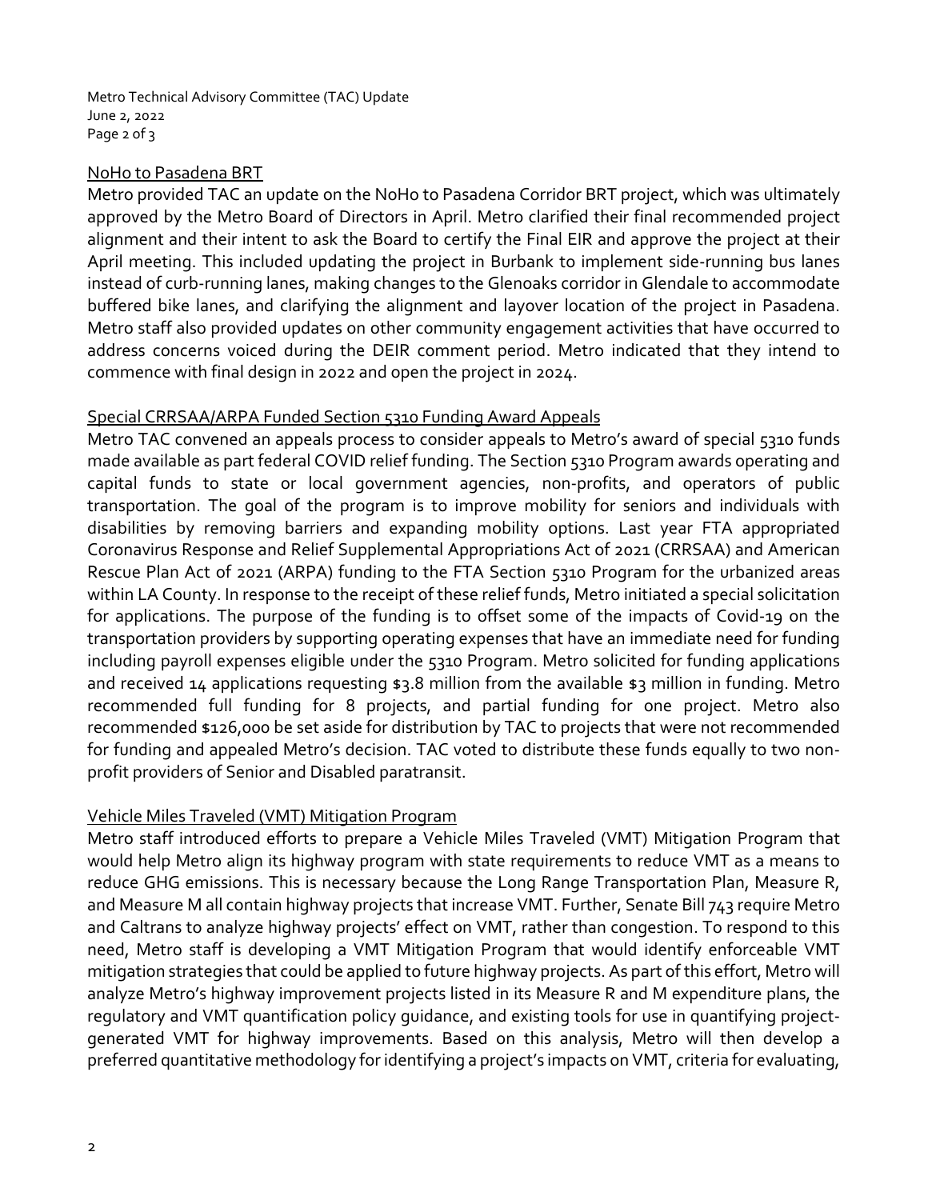### NoHo to Pasadena BRT

Metro provided TAC an update on the NoHo to Pasadena Corridor BRT project, which was ultimately approved by the Metro Board of Directors in April. Metro clarified their final recommended project alignment and their intent to ask the Board to certify the Final EIR and approve the project at their April meeting. This included updating the project in Burbank to implement side-running bus lanes instead of curb-running lanes, making changes to the Glenoaks corridor in Glendale to accommodate buffered bike lanes, and clarifying the alignment and layover location of the project in Pasadena. Metro staff also provided updates on other community engagement activities that have occurred to address concerns voiced during the DEIR comment period. Metro indicated that they intend to commence with final design in 2022 and open the project in 2024.

### Special CRRSAA/ARPA Funded Section 5310 Funding Award Appeals

Metro TAC convened an appeals process to consider appeals to Metro's award of special 5310 funds made available as part federal COVID relief funding. The Section 5310 Program awards operating and capital funds to state or local government agencies, non-profits, and operators of public transportation. The goal of the program is to improve mobility for seniors and individuals with disabilities by removing barriers and expanding mobility options. Last year FTA appropriated Coronavirus Response and Relief Supplemental Appropriations Act of 2021 (CRRSAA) and American Rescue Plan Act of 2021 (ARPA) funding to the FTA Section 5310 Program for the urbanized areas within LA County. In response to the receipt of these relief funds, Metro initiated a special solicitation for applications. The purpose of the funding is to offset some of the impacts of Covid-19 on the transportation providers by supporting operating expenses that have an immediate need for funding including payroll expenses eligible under the 5310 Program. Metro solicited for funding applications and received 14 applications requesting $3.8 million from the available $3 million in funding. Metro recommended full funding for 8 projects, and partial funding for one project. Metro also recommended $126,000 be set aside for distribution by TAC to projects that were not recommended for funding and appealed Metro's decision. TAC voted to distribute these funds equally to two non-profit providers of Senior and Disabled paratransit.

### Vehicle Miles Traveled (VMT) Mitigation Program

Metro staff introduced efforts to prepare a Vehicle Miles Traveled (VMT) Mitigation Program that would help Metro align its highway program with state requirements to reduce VMT as a means to reduce GHG emissions. This is necessary because the Long Range Transportation Plan, Measure R, and Measure M all contain highway projects that increase VMT. Further, Senate Bill 743 require Metro and Caltrans to analyze highway projects' effect on VMT, rather than congestion. To respond to this need, Metro staff is developing a VMT Mitigation Program that would identify enforceable VMT mitigation strategies that could be applied to future highway projects. As part of this effort, Metro will analyze Metro's highway improvement projects listed in its Measure R and M expenditure plans, the regulatory and VMT quantification policy guidance, and existing tools for use in quantifying project-generated VMT for highway improvements. Based on this analysis, Metro will then develop a preferred quantitative methodology for identifying a project's impacts on VMT, criteria for evaluating,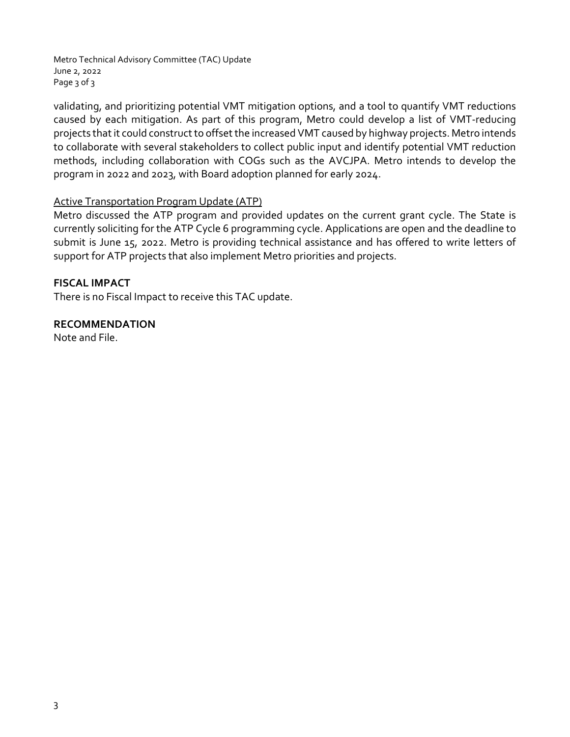validating, and prioritizing potential VMT mitigation options, and a tool to quantify VMT reductions caused by each mitigation. As part of this program, Metro could develop a list of VMT-reducing projects that it could construct to offset the increased VMT caused by highway projects. Metro intends to collaborate with several stakeholders to collect public input and identify potential VMT reduction methods, including collaboration with COGs such as the AVCJPA. Metro intends to develop the program in 2022 and 2023, with Board adoption planned for early 2024.

<u>Active Transportation Program Update (ATP)</u>

Metro discussed the ATP program and provided updates on the current grant cycle. The State is currently soliciting for the ATP Cycle 6 programming cycle. Applications are open and the deadline to submit is June 15, 2022. Metro is providing technical assistance and has offered to write letters of support for ATP projects that also implement Metro priorities and projects.

**FISCAL IMPACT**

There is no Fiscal Impact to receive this TAC update.

**RECOMMENDATION**

Note and File.